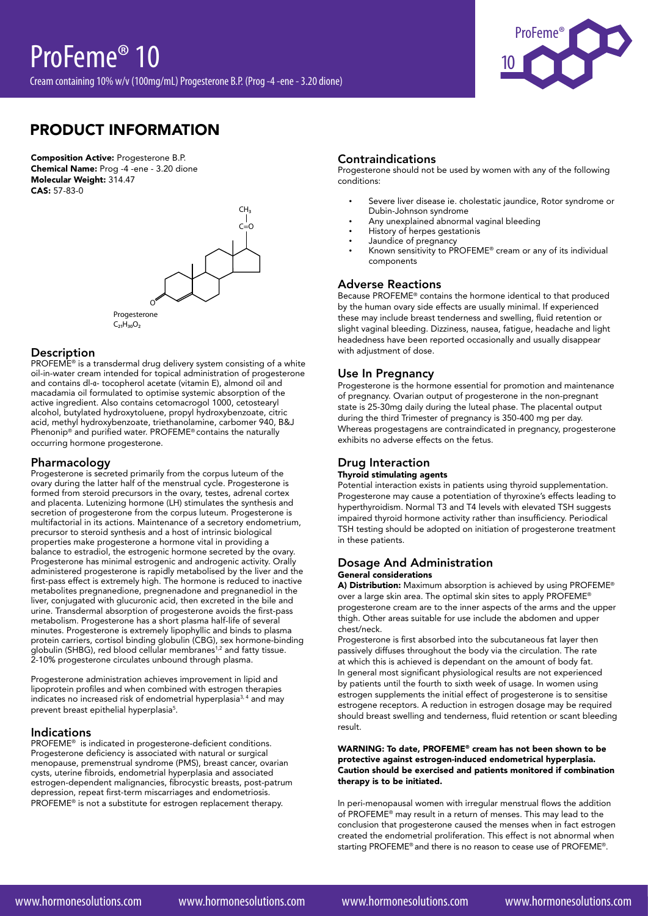# ProFeme® 10

Cream containing 10% w/v (100mg/mL) Progesterone B.P. (Prog -4 -ene - 3.20 dione)

## PRODUCT INFORMATION

**Composition Active:** Progesterone B.P.
**Chemical Name:** Prog -4 -ene - 3.20 dione
**Molecular Weight:** 314.47
**CAS:** 57-83-0

Progesterone
$C_{21}H_{30}O_2$

### Description

PROFEME® is a transdermal drug delivery system consisting of a white oil-in-water cream intended for topical administration of progesterone and contains dl-α- tocopherol acetate (vitamin E), almond oil and macadamia oil formulated to optimise systemic absorption of the active ingredient. Also contains cetomacrogol 1000, cetostearyl alcohol, butylated hydroxytoluene, propyl hydroxybenzoate, citric acid, methyl hydroxybenzoate, triethanolamine, carbomer 940, B&J Phenonip® and purified water. PROFEME® contains the naturally occurring hormone progesterone.

### Pharmacology

Progesterone is secreted primarily from the corpus luteum of the ovary during the latter half of the menstrual cycle. Progesterone is formed from steroid precursors in the ovary, testes, adrenal cortex and placenta. Lutenizing hormone (LH) stimulates the synthesis and secretion of progesterone from the corpus luteum. Progesterone is multifactorial in its actions. Maintenance of a secretory endometrium, precursor to steroid synthesis and a host of intrinsic biological properties make progesterone a hormone vital in providing a balance to estradiol, the estrogenic hormone secreted by the ovary. Progesterone has minimal estrogenic and androgenic activity. Orally administered progesterone is rapidly metabolised by the liver and the first-pass effect is extremely high. The hormone is reduced to inactive metabolites pregnanedione, pregnenadone and pregnanediol in the liver, conjugated with glucuronic acid, then excreted in the bile and urine. Transdermal absorption of progesterone avoids the first-pass metabolism. Progesterone has a short plasma half-life of several minutes. Progesterone is extremely lipophyllic and binds to plasma protein carriers, cortisol binding globulin (CBG), sex hormone-binding globulin (SHBG), red blood cellular membranes[1,2] and fatty tissue. 2-10% progesterone circulates unbound through plasma.

Progesterone administration achieves improvement in lipid and lipoprotein profiles and when combined with estrogen therapies indicates no increased risk of endometrial hyperplasia[3, 4] and may prevent breast epithelial hyperplasia[5].

### Indications

PROFEME® is indicated in progesterone-deficient conditions. Progesterone deficiency is associated with natural or surgical menopause, premenstrual syndrome (PMS), breast cancer, ovarian cysts, uterine fibroids, endometrial hyperplasia and associated estrogen-dependent malignancies, fibrocystic breasts, post-patrum depression, repeat first-term miscarriages and endometriosis. PROFEME® is not a substitute for estrogen replacement therapy.

### Contraindications

Progesterone should not be used by women with any of the following conditions:

- Severe liver disease ie. cholestatic jaundice, Rotor syndrome or Dubin-Johnson syndrome
- Any unexplained abnormal vaginal bleeding
- History of herpes gestationis
- Jaundice of pregnancy
- Known sensitivity to PROFEME® cream or any of its individual components

### Adverse Reactions

Because PROFEME® contains the hormone identical to that produced by the human ovary side effects are usually minimal. If experienced these may include breast tenderness and swelling, fluid retention or slight vaginal bleeding. Dizziness, nausea, fatigue, headache and light headedness have been reported occasionally and usually disappear with adjustment of dose.

### Use In Pregnancy

Progesterone is the hormone essential for promotion and maintenance of pregnancy. Ovarian output of progesterone in the non-pregnant state is 25-30mg daily during the luteal phase. The placental output during the third Trimester of pregnancy is 350-400 mg per day. Whereas progestagens are contraindicated in pregnancy, progesterone exhibits no adverse effects on the fetus.

### Drug Interaction

**Thyroid stimulating agents**

Potential interaction exists in patients using thyroid supplementation. Progesterone may cause a potentiation of thyroxine's effects leading to hyperthyroidism. Normal T3 and T4 levels with elevated TSH suggests impaired thyroid hormone activity rather than insufficiency. Periodical TSH testing should be adopted on initiation of progesterone treatment in these patients.

### Dosage And Administration

**General considerations**

**A) Distribution:** Maximum absorption is achieved by using PROFEME® over a large skin area. The optimal skin sites to apply PROFEME® progesterone cream are to the inner aspects of the arms and the upper thigh. Other areas suitable for use include the abdomen and upper chest/neck.

Progesterone is first absorbed into the subcutaneous fat layer then passively diffuses throughout the body via the circulation. The rate at which this is achieved is dependant on the amount of body fat. In general most significant physiological results are not experienced by patients until the fourth to sixth week of usage. In women using estrogen supplements the initial effect of progesterone is to sensitise estrogene receptors. A reduction in estrogen dosage may be required should breast swelling and tenderness, fluid retention or scant bleeding result.

**WARNING: To date, PROFEME® cream has not been shown to be protective against estrogen-induced endometrical hyperplasia. Caution should be exercised and patients monitored if combination therapy is to be initiated.**

In peri-menopausal women with irregular menstrual flows the addition of PROFEME® may result in a return of menses. This may lead to the conclusion that progesterone caused the menses when in fact estrogen created the endometrial proliferation. This effect is not abnormal when starting PROFEME® and there is no reason to cease use of PROFEME®.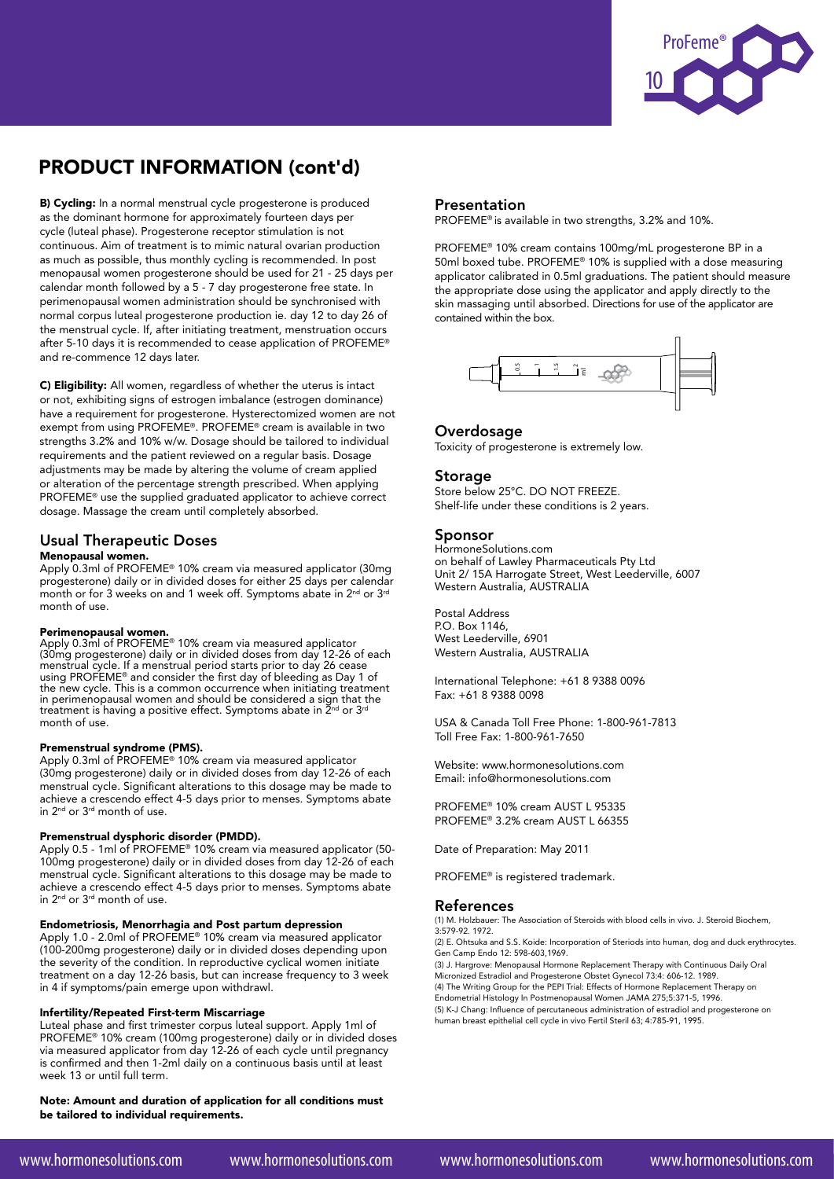## PRODUCT INFORMATION (cont'd)

**B) Cycling:** In a normal menstrual cycle progesterone is produced as the dominant hormone for approximately fourteen days per cycle (luteal phase). Progesterone receptor stimulation is not continuous. Aim of treatment is to mimic natural ovarian production as much as possible, thus monthly cycling is recommended. In post menopausal women progesterone should be used for 21 - 25 days per calendar month followed by a 5 - 7 day progesterone free state. In perimenopausal women administration should be synchronised with normal corpus luteal progesterone production ie. day 12 to day 26 of the menstrual cycle. If, after initiating treatment, menstruation occurs after 5-10 days it is recommended to cease application of PROFEME® and re-commence 12 days later.

**C) Eligibility:** All women, regardless of whether the uterus is intact or not, exhibiting signs of estrogen imbalance (estrogen dominance) have a requirement for progesterone. Hysterectomized women are not exempt from using PROFEME®. PROFEME® cream is available in two strengths 3.2% and 10% w/w. Dosage should be tailored to individual requirements and the patient reviewed on a regular basis. Dosage adjustments may be made by altering the volume of cream applied or alteration of the percentage strength prescribed. When applying PROFEME® use the supplied graduated applicator to achieve correct dosage. Massage the cream until completely absorbed.

### Usual Therapeutic Doses

**Menopausal women.**
Apply 0.3ml of PROFEME® 10% cream via measured applicator (30mg progesterone) daily or in divided doses for either 25 days per calendar month or for 3 weeks on and 1 week off. Symptoms abate in 2nd or 3rd month of use.

**Perimenopausal women.**
Apply 0.3ml of PROFEME® 10% cream via measured applicator (30mg progesterone) daily or in divided doses from day 12-26 of each menstrual cycle. If a menstrual period starts prior to day 26 cease using PROFEME® and consider the first day of bleeding as Day 1 of the new cycle. This is a common occurrence when initiating treatment in perimenopausal women and should be considered a sign that the treatment is having a positive effect. Symptoms abate in 2nd or 3rd month of use.

**Premenstrual syndrome (PMS).**
Apply 0.3ml of PROFEME® 10% cream via measured applicator (30mg progesterone) daily or in divided doses from day 12-26 of each menstrual cycle. Significant alterations to this dosage may be made to achieve a crescendo effect 4-5 days prior to menses. Symptoms abate in 2nd or 3rd month of use.

**Premenstrual dysphoric disorder (PMDD).**
Apply 0.5 - 1ml of PROFEME® 10% cream via measured applicator (50-100mg progesterone) daily or in divided doses from day 12-26 of each menstrual cycle. Significant alterations to this dosage may be made to achieve a crescendo effect 4-5 days prior to menses. Symptoms abate in 2nd or 3rd month of use.

**Endometriosis, Menorrhagia and Post partum depression**
Apply 1.0 - 2.0ml of PROFEME® 10% cream via measured applicator (100-200mg progesterone) daily or in divided doses depending upon the severity of the condition. In reproductive cyclical women initiate treatment on a day 12-26 basis, but can increase frequency to 3 week in 4 if symptoms/pain emerge upon withdrawal.

**Infertility/Repeated First-term Miscarriage**
Luteal phase and first trimester corpus luteal support. Apply 1ml of PROFEME® 10% cream (100mg progesterone) daily or in divided doses via measured applicator from day 12-26 of each cycle until pregnancy is confirmed and then 1-2ml daily on a continuous basis until at least week 13 or until full term.

**Note: Amount and duration of application for all conditions must be tailored to individual requirements.**

### Presentation

PROFEME® is available in two strengths, 3.2% and 10%.

PROFEME® 10% cream contains 100mg/mL progesterone BP in a 50ml boxed tube. PROFEME® 10% is supplied with a dose measuring applicator calibrated in 0.5ml graduations. The patient should measure the appropriate dose using the applicator and apply directly to the skin massaging until absorbed. Directions for use of the applicator are contained within the box.

0.5
1
1.5
2 ml

### Overdosage

Toxicity of progesterone is extremely low.

### Storage

Store below 25°C. DO NOT FREEZE.
Shelf-life under these conditions is 2 years.

### Sponsor

HormoneSolutions.com
on behalf of Lawley Pharmaceuticals Pty Ltd
Unit 2/ 15A Harrogate Street, West Leederville, 6007
Western Australia, AUSTRALIA

Postal Address
P.O. Box 1146,
West Leederville, 6901
Western Australia, AUSTRALIA

International Telephone: +61 8 9388 0096
Fax: +61 8 9388 0098

USA & Canada Toll Free Phone: 1-800-961-7813
Toll Free Fax: 1-800-961-7650

Website: www.hormonesolutions.com
Email: info@hormonesolutions.com

PROFEME® 10% cream AUST L 95335
PROFEME® 3.2% cream AUST L 66355

Date of Preparation: May 2011

PROFEME® is registered trademark.

### References

(1) M. Holzbauer: The Association of Steroids with blood cells in vivo. J. Steroid Biochem, 3:579-92. 1972.
(2) E. Ohtsuka and S.S. Koide: Incorporation of Steriods into human, dog and duck erythrocytes. Gen Camp Endo 12: 598-603,1969.
(3) J. Hargrove: Menopausal Hormone Replacement Therapy with Continuous Daily Oral Micronized Estradiol and Progesterone Obstet Gynecol 73:4: 606-12. 1989.
(4) The Writing Group for the PEPI Trial: Effects of Hormone Replacement Therapy on Endometrial Histology In Postmenopausal Women JAMA 275;5:371-5, 1996.
(5) K-J Chang: Influence of percutaneous administration of estradiol and progesterone on human breast epithelial cell cycle in vivo Fertil Steril 63; 4:785-91, 1995.